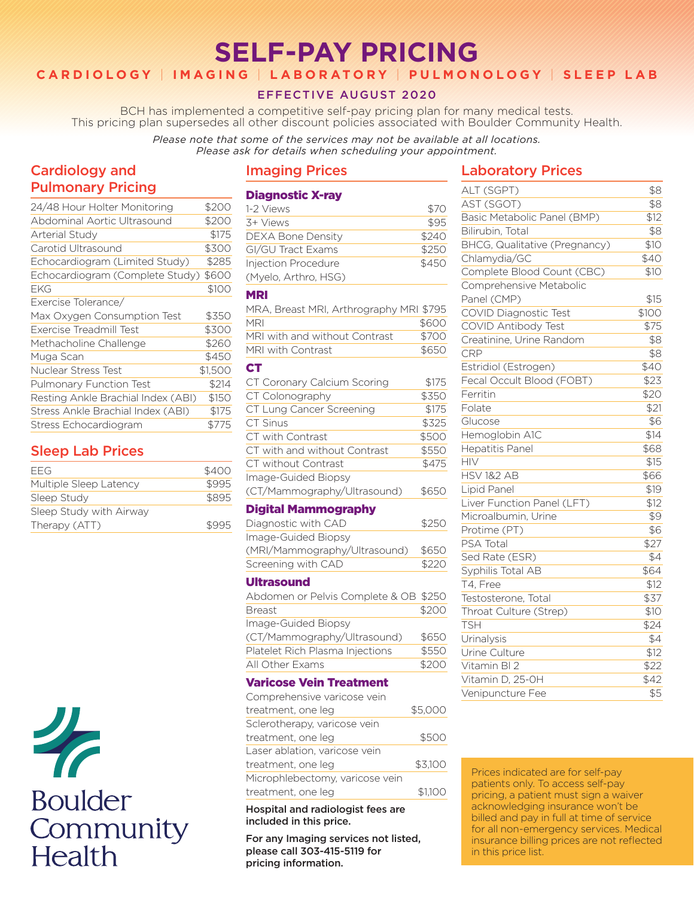# SELF-PAY PRICING

**CARDIOLOGY | IMAGING | LABORATORY | PULMONOLOGY | SLEEP LAB**

**EFFECTIVE AUGUST 2020**

BCH has implemented a competitive self-pay pricing plan for many medical tests. This pricing plan supersedes all other discount policies associated with Boulder Community Health.

*Please note that some of the services may not be available at all locations. Please ask for details when scheduling your appointment.*

## Cardiology and Pulmonary Pricing

| Service | Price |
| --- | --- |
| 24/48 Hour Holter Monitoring | $200 |
| Abdominal Aortic Ultrasound | $200 |
| Arterial Study | $175 |
| Carotid Ultrasound | $300 |
| Echocardiogram (Limited Study) | $285 |
| Echocardiogram (Complete Study) | $600 |
| EKG | $100 |
| Exercise Tolerance/ Max Oxygen Consumption Test | $350 |
| Exercise Treadmill Test | $300 |
| Methacholine Challenge | $260 |
| Muga Scan | $450 |
| Nuclear Stress Test | $1,500 |
| Pulmonary Function Test | $214 |
| Resting Ankle Brachial Index (ABI) | $150 |
| Stress Ankle Brachial Index (ABI) | $175 |
| Stress Echocardiogram | $775 |

## Sleep Lab Prices

| Service | Price |
| --- | --- |
| EEG | $400 |
| Multiple Sleep Latency | $995 |
| Sleep Study | $895 |
| Sleep Study with Airway Therapy (ATT) | $995 |

## Imaging Prices

### Diagnostic X-ray

| Service | Price |
| --- | --- |
| 1-2 Views | $70 |
| 3+ Views | $95 |
| DEXA Bone Density | $240 |
| GI/GU Tract Exams | $250 |
| Injection Procedure (Myelo, Arthro, HSG) | $450 |

### MRI

| Service | Price |
| --- | --- |
| MRA, Breast MRI, Arthrography MRI | $795 |
| MRI | $600 |
| MRI with and without Contrast | $700 |
| MRI with Contrast | $650 |

### CT

| Service | Price |
| --- | --- |
| CT Coronary Calcium Scoring | $175 |
| CT Colonography | $350 |
| CT Lung Cancer Screening | $175 |
| CT Sinus | $325 |
| CT with Contrast | $500 |
| CT with and without Contrast | $550 |
| CT without Contrast | $475 |
| Image-Guided Biopsy (CT/Mammography/Ultrasound) | $650 |

### Digital Mammography

| Service | Price |
| --- | --- |
| Diagnostic with CAD | $250 |
| Image-Guided Biopsy (MRI/Mammography/Ultrasound) | $650 |
| Screening with CAD | $220 |

### Ultrasound

| Service | Price |
| --- | --- |
| Abdomen or Pelvis Complete & OB | $250 |
| Breast | $200 |
| Image-Guided Biopsy (CT/Mammography/Ultrasound) | $650 |
| Platelet Rich Plasma Injections | $550 |
| All Other Exams | $200 |

### Varicose Vein Treatment

| Service | Price |
| --- | --- |
| Comprehensive varicose vein treatment, one leg | $5,000 |
| Sclerotherapy, varicose vein treatment, one leg | $500 |
| Laser ablation, varicose vein treatment, one leg | $3,100 |
| Microphlebectomy, varicose vein treatment, one leg | $1,100 |

**Hospital and radiologist fees are included in this price.**

**For any Imaging services not listed, please call 303-415-5119 for pricing information.**

## Laboratory Prices

| Service | Price |
| --- | --- |
| ALT (SGPT) | $8 |
| AST (SGOT) | $8 |
| Basic Metabolic Panel (BMP) | $12 |
| Bilirubin, Total | $8 |
| BHCG, Qualitative (Pregnancy) | $10 |
| Chlamydia/GC | $40 |
| Complete Blood Count (CBC) | $10 |
| Comprehensive Metabolic Panel (CMP) | $15 |
| COVID Diagnostic Test | $100 |
| COVID Antibody Test | $75 |
| Creatinine, Urine Random | $8 |
| CRP | $8 |
| Estridiol (Estrogen) | $40 |
| Fecal Occult Blood (FOBT) | $23 |
| Ferritin | $20 |
| Folate | $21 |
| Glucose | $6 |
| Hemoglobin A1C | $14 |
| Hepatitis Panel | $68 |
| HIV | $15 |
| HSV 1&2 AB | $66 |
| Lipid Panel | $19 |
| Liver Function Panel (LFT) | $12 |
| Microalbumin, Urine | $9 |
| Protime (PT) | $6 |
| PSA Total | $27 |
| Sed Rate (ESR) | $4 |
| Syphilis Total AB | $64 |
| T4, Free | $12 |
| Testosterone, Total | $37 |
| Throat Culture (Strep) | $10 |
| TSH | $24 |
| Urinalysis | $4 |
| Urine Culture | $12 |
| Vitamin Bl 2 | $22 |
| Vitamin D, 25-OH | $42 |
| Venipuncture Fee | $5 |

Prices indicated are for self-pay patients only. To access self-pay pricing, a patient must sign a waiver acknowledging insurance won't be billed and pay in full at time of service for all non-emergency services. Medical insurance billing prices are not reflected in this price list.

Boulder Community Health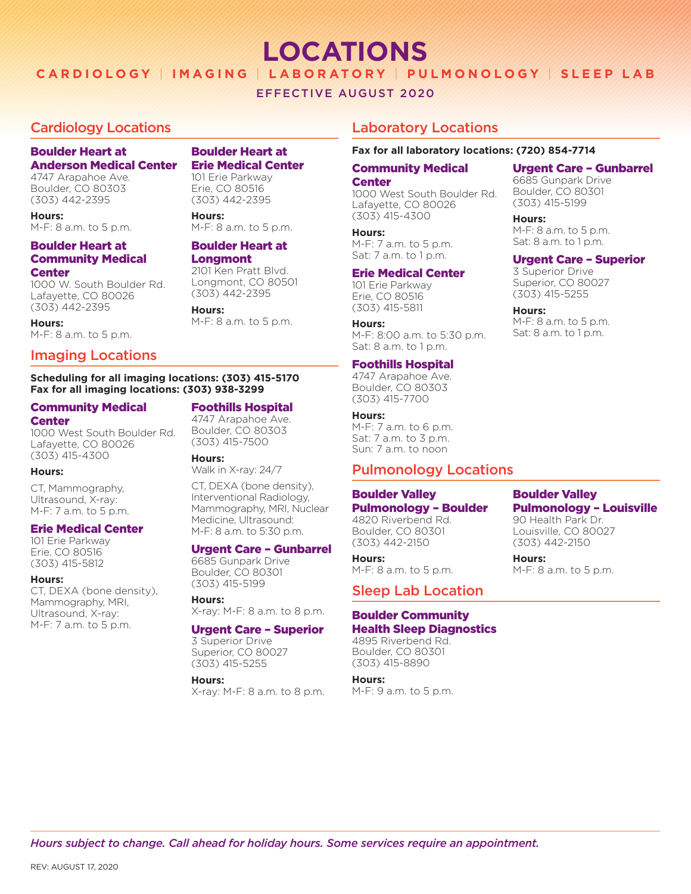# LOCATIONS

**CARDIOLOGY | IMAGING | LABORATORY | PULMONOLOGY | SLEEP LAB**

EFFECTIVE AUGUST 2020

## Cardiology Locations

### Boulder Heart at Anderson Medical Center
4747 Arapahoe Ave.
Boulder, CO 80303
(303) 442-2395

**Hours:**
M-F: 8 a.m. to 5 p.m.

### Boulder Heart at Community Medical Center
1000 W. South Boulder Rd.
Lafayette, CO 80026
(303) 442-2395

**Hours:**
M-F: 8 a.m. to 5 p.m.

### Boulder Heart at Erie Medical Center
101 Erie Parkway
Erie, CO 80516
(303) 442-2395

**Hours:**
M-F: 8 a.m. to 5 p.m.

### Boulder Heart at Longmont
2101 Ken Pratt Blvd.
Longmont, CO 80501
(303) 442-2395

**Hours:**
M-F: 8 a.m. to 5 p.m.

## Imaging Locations

**Scheduling for all imaging locations: (303) 415-5170**
**Fax for all imaging locations: (303) 938-3299**

### Community Medical Center
1000 West South Boulder Rd.
Lafayette, CO 80026
(303) 415-4300

**Hours:**

CT, Mammography, Ultrasound, X-ray:
M-F: 7 a.m. to 5 p.m.

### Erie Medical Center
101 Erie Parkway
Erie, CO 80516
(303) 415-5812

**Hours:**
CT, DEXA (bone density), Mammography, MRI, Ultrasound, X-ray:
M-F: 7 a.m. to 5 p.m.

### Foothills Hospital
4747 Arapahoe Ave.
Boulder, CO 80303
(303) 415-7500

**Hours:**
Walk in X-ray: 24/7

CT, DEXA (bone density), Interventional Radiology, Mammography, MRI, Nuclear Medicine, Ultrasound:
M-F: 8 a.m. to 5:30 p.m.

### Urgent Care – Gunbarrel
6685 Gunpark Drive
Boulder, CO 80301
(303) 415-5199

**Hours:**
X-ray: M-F: 8 a.m. to 8 p.m.

### Urgent Care – Superior
3 Superior Drive
Superior, CO 80027
(303) 415-5255

**Hours:**
X-ray: M-F: 8 a.m. to 8 p.m.

## Laboratory Locations

**Fax for all laboratory locations: (720) 854-7714**

### Community Medical Center
1000 West South Boulder Rd.
Lafayette, CO 80026
(303) 415-4300

**Hours:**
M-F: 7 a.m. to 5 p.m.
Sat: 7 a.m. to 1 p.m.

### Erie Medical Center
101 Erie Parkway
Erie, CO 80516
(303) 415-5811

**Hours:**
M-F: 8:00 a.m. to 5:30 p.m.
Sat: 8 a.m. to 1 p.m.

### Foothills Hospital
4747 Arapahoe Ave.
Boulder, CO 80303
(303) 415-7700

**Hours:**
M-F: 7 a.m. to 6 p.m.
Sat: 7 a.m. to 3 p.m.
Sun: 7 a.m. to noon

### Urgent Care – Gunbarrel
6685 Gunpark Drive
Boulder, CO 80301
(303) 415-5199

**Hours:**
M-F: 8 a.m. to 5 p.m.
Sat: 8 a.m. to 1 p.m.

### Urgent Care – Superior
3 Superior Drive
Superior, CO 80027
(303) 415-5255

**Hours:**
M-F: 8 a.m. to 5 p.m.
Sat: 8 a.m. to 1 p.m.

## Pulmonology Locations

### Boulder Valley Pulmonology – Boulder
4820 Riverbend Rd.
Boulder, CO 80301
(303) 442-2150

**Hours:**
M-F: 8 a.m. to 5 p.m.

### Boulder Valley Pulmonology – Louisville
90 Health Park Dr.
Louisville, CO 80027
(303) 442-2150

**Hours:**
M-F: 8 a.m. to 5 p.m.

## Sleep Lab Location

### Boulder Community Health Sleep Diagnostics
4895 Riverbend Rd.
Boulder, CO 80301
(303) 415-8890

**Hours:**
M-F: 9 a.m. to 5 p.m.

*Hours subject to change. Call ahead for holiday hours. Some services require an appointment.*

REV: AUGUST 17, 2020